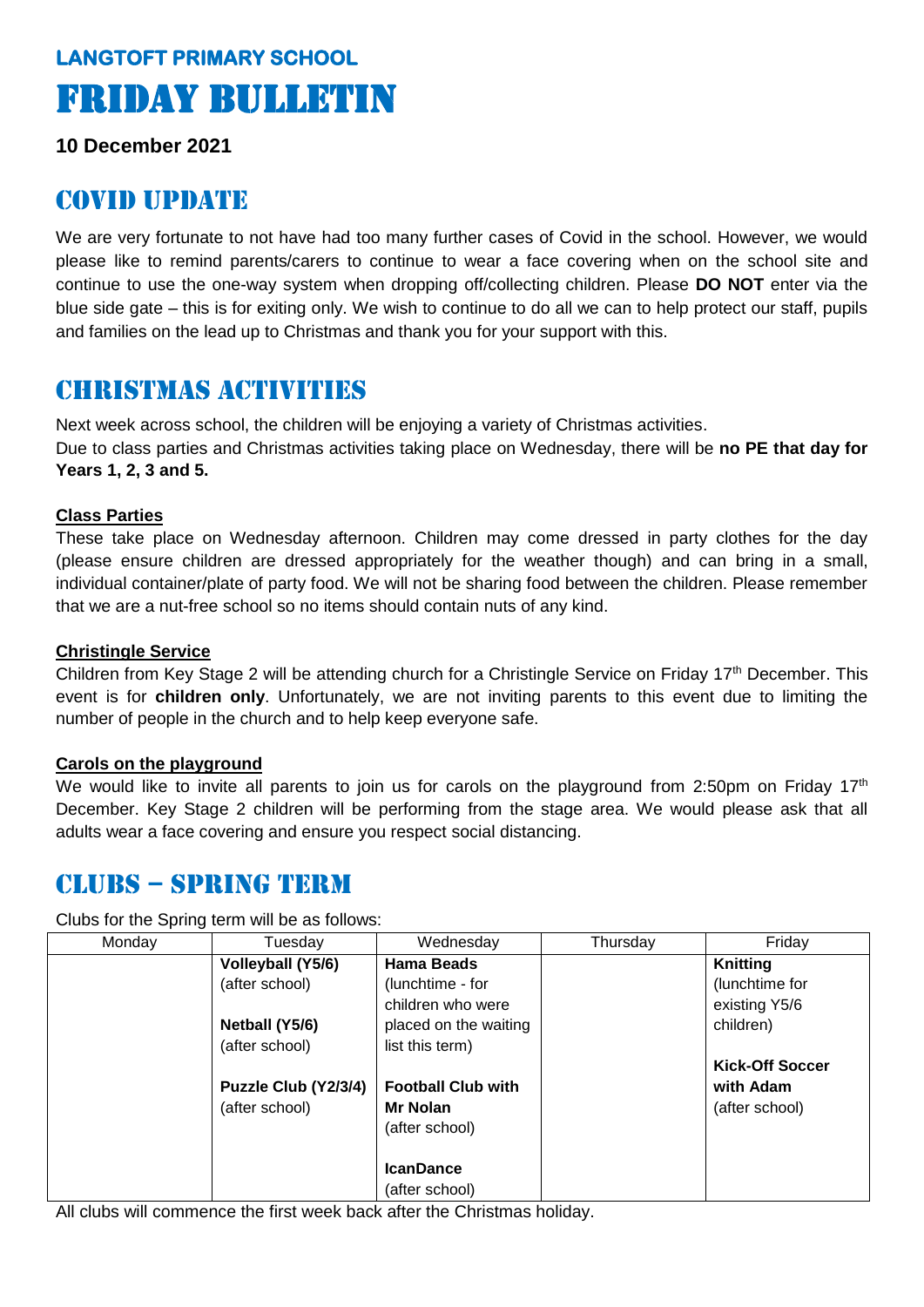**LANGTOFT PRIMARY SCHOOL**

# FRIDAY BULLETIN

**10 December 2021**

## COVID UPDATE

We are very fortunate to not have had too many further cases of Covid in the school. However, we would please like to remind parents/carers to continue to wear a face covering when on the school site and continue to use the one-way system when dropping off/collecting children. Please **DO NOT** enter via the blue side gate – this is for exiting only. We wish to continue to do all we can to help protect our staff, pupils and families on the lead up to Christmas and thank you for your support with this.

## CHRISTMAS ACTIVITIES

Next week across school, the children will be enjoying a variety of Christmas activities.
Due to class parties and Christmas activities taking place on Wednesday, there will be **no PE that day for Years 1, 2, 3 and 5.**

### Class Parties

These take place on Wednesday afternoon. Children may come dressed in party clothes for the day (please ensure children are dressed appropriately for the weather though) and can bring in a small, individual container/plate of party food. We will not be sharing food between the children. Please remember that we are a nut-free school so no items should contain nuts of any kind.

### Christingle Service

Children from Key Stage 2 will be attending church for a Christingle Service on Friday 17th December. This event is for **children only**. Unfortunately, we are not inviting parents to this event due to limiting the number of people in the church and to help keep everyone safe.

### Carols on the playground

We would like to invite all parents to join us for carols on the playground from 2:50pm on Friday 17th December. Key Stage 2 children will be performing from the stage area. We would please ask that all adults wear a face covering and ensure you respect social distancing.

## CLUBS – SPRING TERM

Clubs for the Spring term will be as follows:

| Monday | Tuesday | Wednesday | Thursday | Friday |
|---|---|---|---|---|
| | **Volleyball (Y5/6)** (after school)<br><br>**Netball (Y5/6)** (after school)<br><br>**Puzzle Club (Y2/3/4)** (after school) | **Hama Beads** (lunchtime - for children who were placed on the waiting list this term)<br><br>**Football Club with Mr Nolan** (after school)<br><br>**IcanDance** (after school) | | **Knitting** (lunchtime for existing Y5/6 children)<br><br>**Kick-Off Soccer with Adam** (after school) |

All clubs will commence the first week back after the Christmas holiday.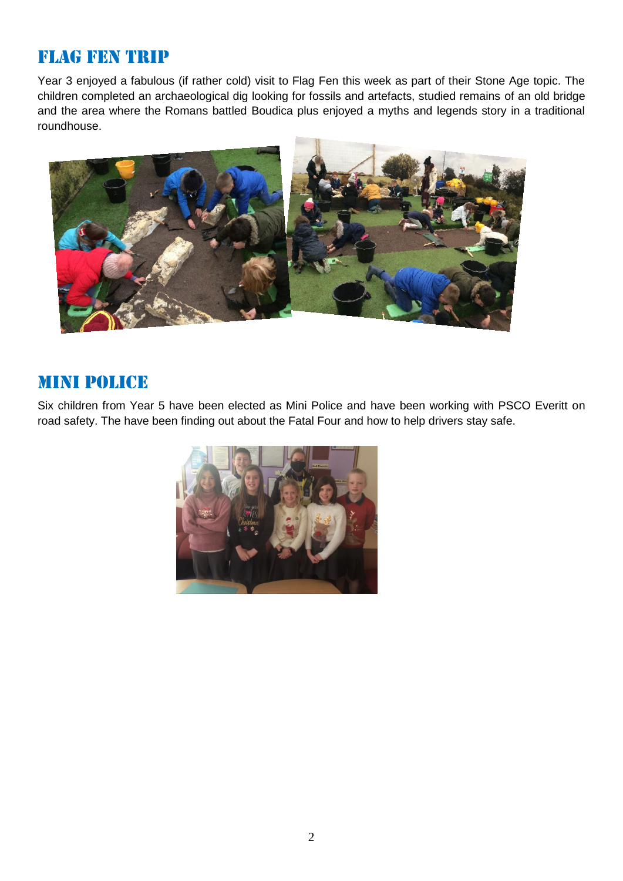## FLAG FEN TRIP

Year 3 enjoyed a fabulous (if rather cold) visit to Flag Fen this week as part of their Stone Age topic. The children completed an archaeological dig looking for fossils and artefacts, studied remains of an old bridge and the area where the Romans battled Boudica plus enjoyed a myths and legends story in a traditional roundhouse.

## MINI POLICE

Six children from Year 5 have been elected as Mini Police and have been working with PSCO Everitt on road safety. The have been finding out about the Fatal Four and how to help drivers stay safe.